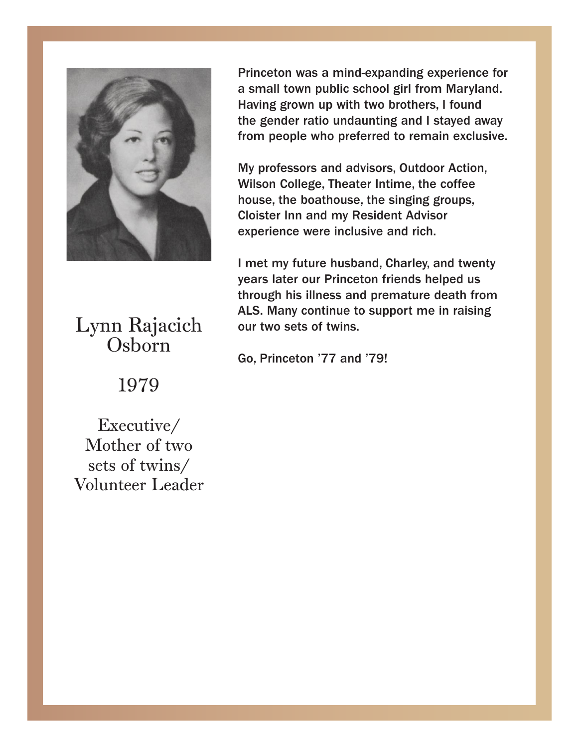# Lynn Rajacich Osborn

1979

Executive/ Mother of two sets of twins/ Volunteer Leader

Princeton was a mind-expanding experience for a small town public school girl from Maryland. Having grown up with two brothers, I found the gender ratio undaunting and I stayed away from people who preferred to remain exclusive.

My professors and advisors, Outdoor Action, Wilson College, Theater Intime, the coffee house, the boathouse, the singing groups, Cloister Inn and my Resident Advisor experience were inclusive and rich.

I met my future husband, Charley, and twenty years later our Princeton friends helped us through his illness and premature death from ALS. Many continue to support me in raising our two sets of twins.

Go, Princeton '77 and '79!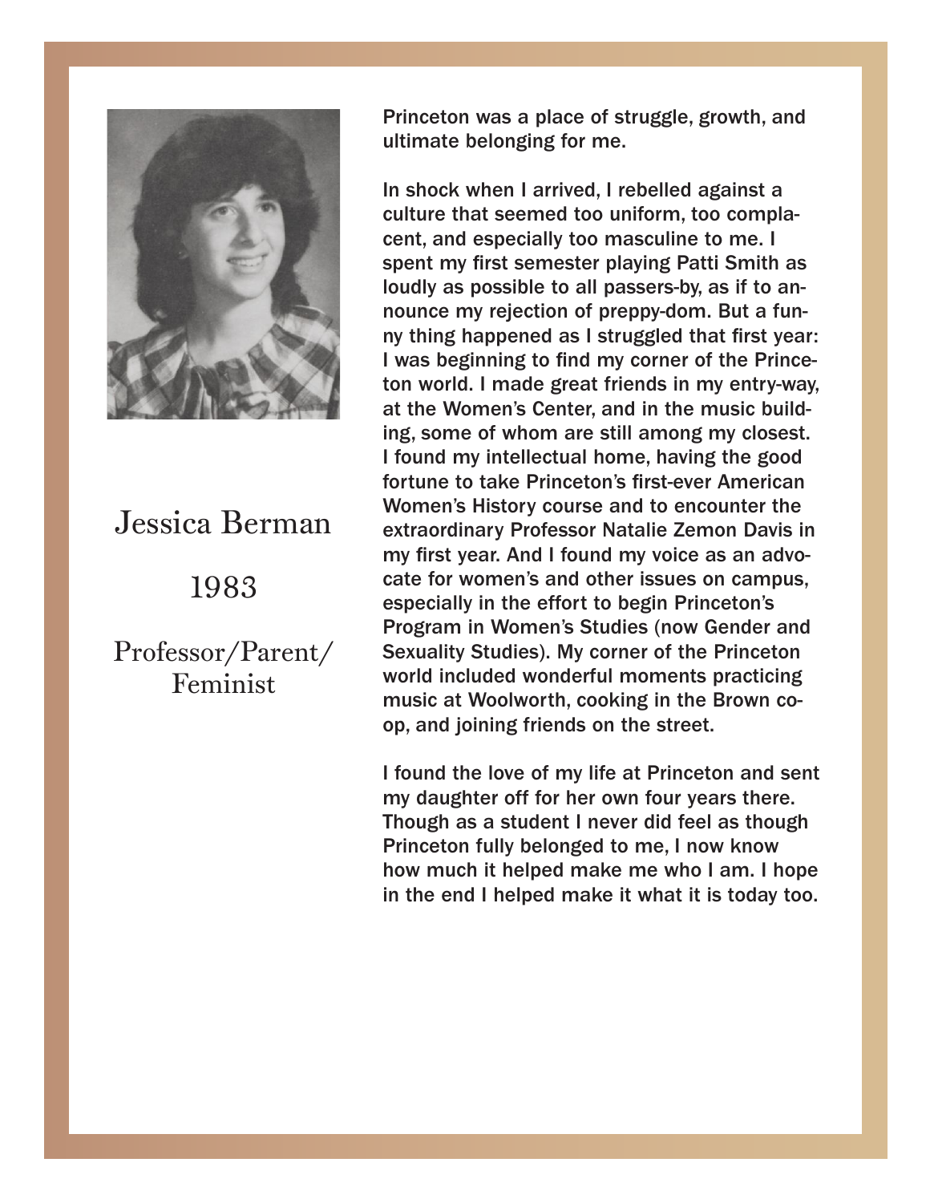## Jessica Berman

### 1983

### Professor/Parent/ Feminist

Princeton was a place of struggle, growth, and ultimate belonging for me.

In shock when I arrived, I rebelled against a culture that seemed too uniform, too complacent, and especially too masculine to me. I spent my first semester playing Patti Smith as loudly as possible to all passers-by, as if to announce my rejection of preppy-dom. But a funny thing happened as I struggled that first year: I was beginning to find my corner of the Princeton world. I made great friends in my entry-way, at the Women's Center, and in the music building, some of whom are still among my closest. I found my intellectual home, having the good fortune to take Princeton's first-ever American Women's History course and to encounter the extraordinary Professor Natalie Zemon Davis in my first year. And I found my voice as an advocate for women's and other issues on campus, especially in the effort to begin Princeton's Program in Women's Studies (now Gender and Sexuality Studies). My corner of the Princeton world included wonderful moments practicing music at Woolworth, cooking in the Brown co-op, and joining friends on the street.

I found the love of my life at Princeton and sent my daughter off for her own four years there. Though as a student I never did feel as though Princeton fully belonged to me, I now know how much it helped make me who I am. I hope in the end I helped make it what it is today too.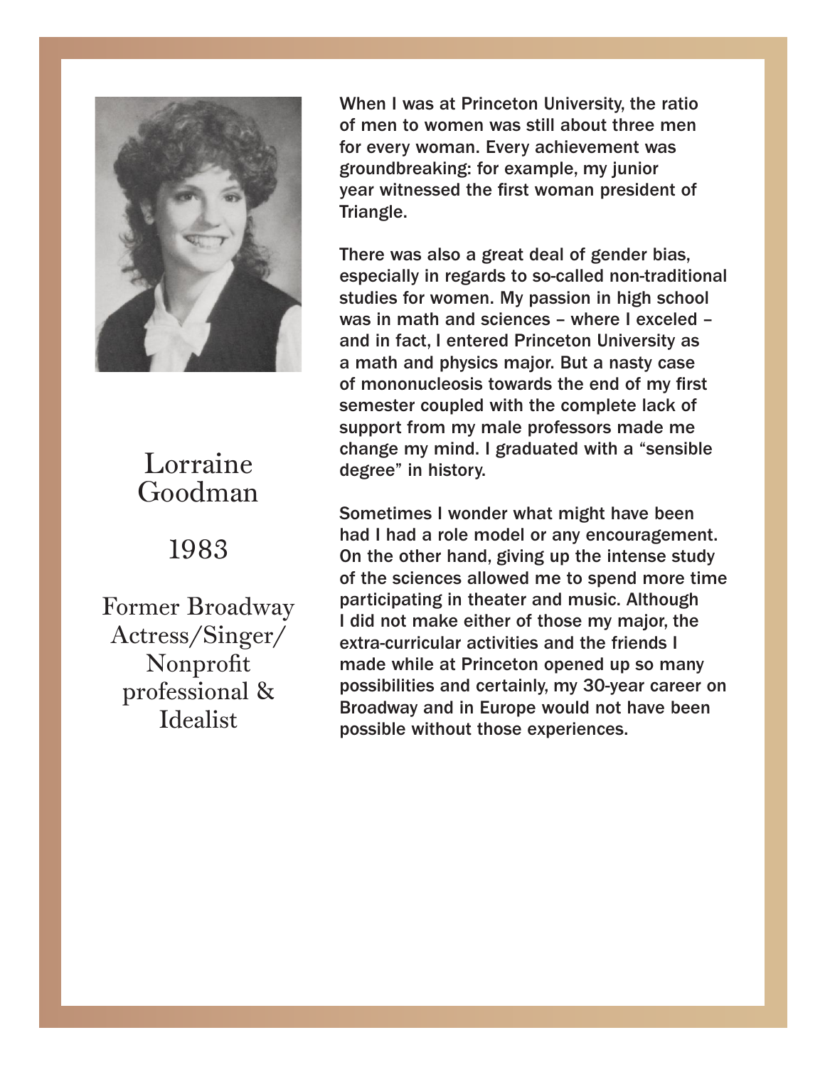## Lorraine Goodman

### 1983

Former Broadway Actress/Singer/ Nonprofit professional & Idealist

When I was at Princeton University, the ratio of men to women was still about three men for every woman. Every achievement was groundbreaking: for example, my junior year witnessed the first woman president of Triangle.

There was also a great deal of gender bias, especially in regards to so-called non-traditional studies for women. My passion in high school was in math and sciences – where I exceled – and in fact, I entered Princeton University as a math and physics major. But a nasty case of mononucleosis towards the end of my first semester coupled with the complete lack of support from my male professors made me change my mind. I graduated with a "sensible degree" in history.

Sometimes I wonder what might have been had I had a role model or any encouragement. On the other hand, giving up the intense study of the sciences allowed me to spend more time participating in theater and music. Although I did not make either of those my major, the extra-curricular activities and the friends I made while at Princeton opened up so many possibilities and certainly, my 30-year career on Broadway and in Europe would not have been possible without those experiences.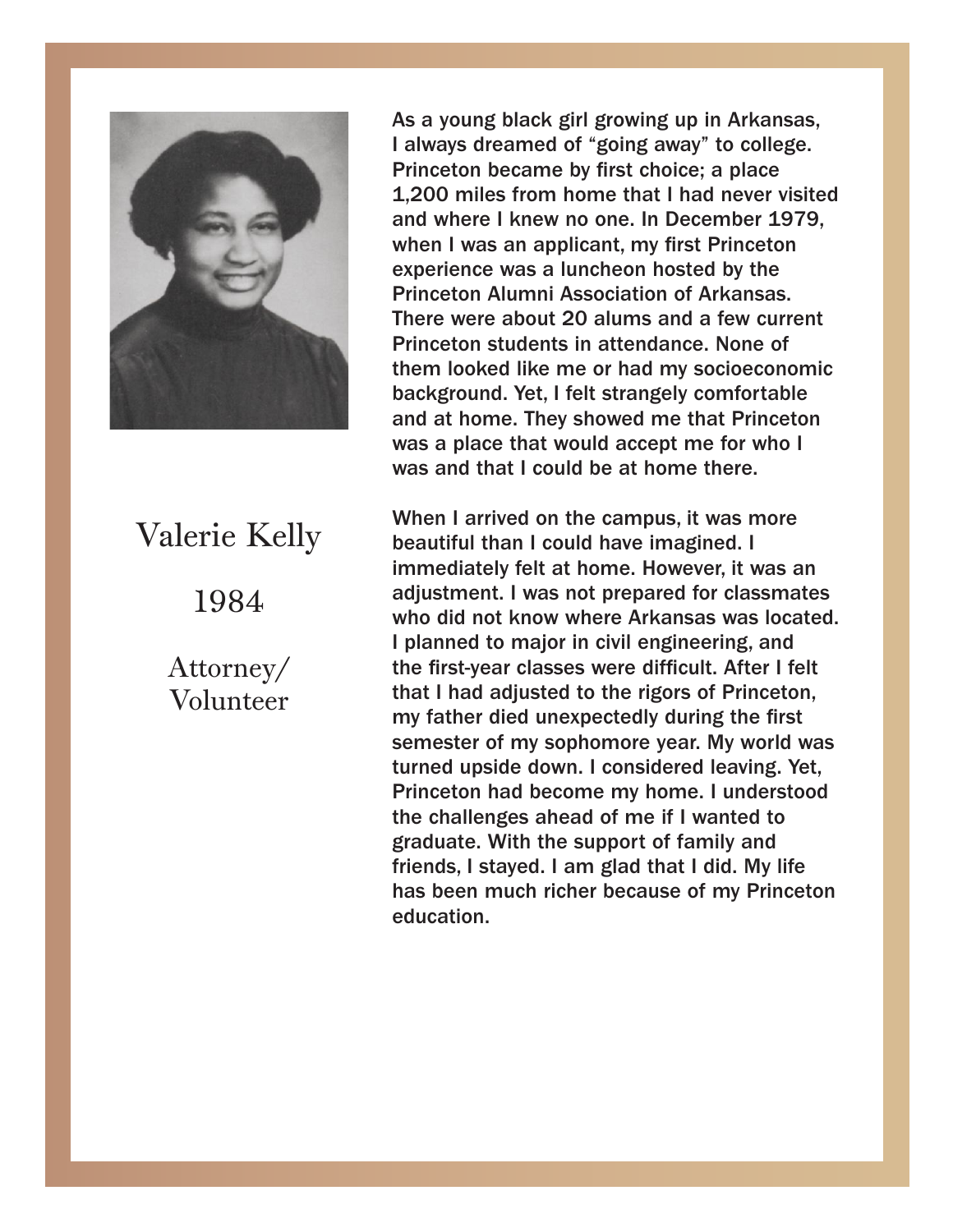## Valerie Kelly

1984

Attorney/ Volunteer

As a young black girl growing up in Arkansas, I always dreamed of "going away" to college. Princeton became by first choice; a place 1,200 miles from home that I had never visited and where I knew no one. In December 1979, when I was an applicant, my first Princeton experience was a luncheon hosted by the Princeton Alumni Association of Arkansas. There were about 20 alums and a few current Princeton students in attendance. None of them looked like me or had my socioeconomic background. Yet, I felt strangely comfortable and at home. They showed me that Princeton was a place that would accept me for who I was and that I could be at home there.

When I arrived on the campus, it was more beautiful than I could have imagined. I immediately felt at home. However, it was an adjustment. I was not prepared for classmates who did not know where Arkansas was located. I planned to major in civil engineering, and the first-year classes were difficult. After I felt that I had adjusted to the rigors of Princeton, my father died unexpectedly during the first semester of my sophomore year. My world was turned upside down. I considered leaving. Yet, Princeton had become my home. I understood the challenges ahead of me if I wanted to graduate. With the support of family and friends, I stayed. I am glad that I did. My life has been much richer because of my Princeton education.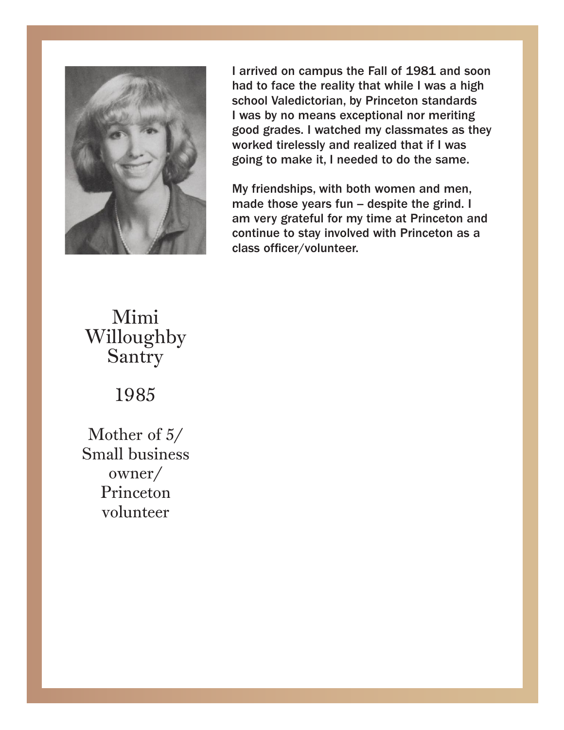I arrived on campus the Fall of 1981 and soon had to face the reality that while I was a high school Valedictorian, by Princeton standards I was by no means exceptional nor meriting good grades. I watched my classmates as they worked tirelessly and realized that if I was going to make it, I needed to do the same.

My friendships, with both women and men, made those years fun – despite the grind. I am very grateful for my time at Princeton and continue to stay involved with Princeton as a class officer/volunteer.

Mimi Willoughby Santry

1985

Mother of 5/ Small business owner/ Princeton volunteer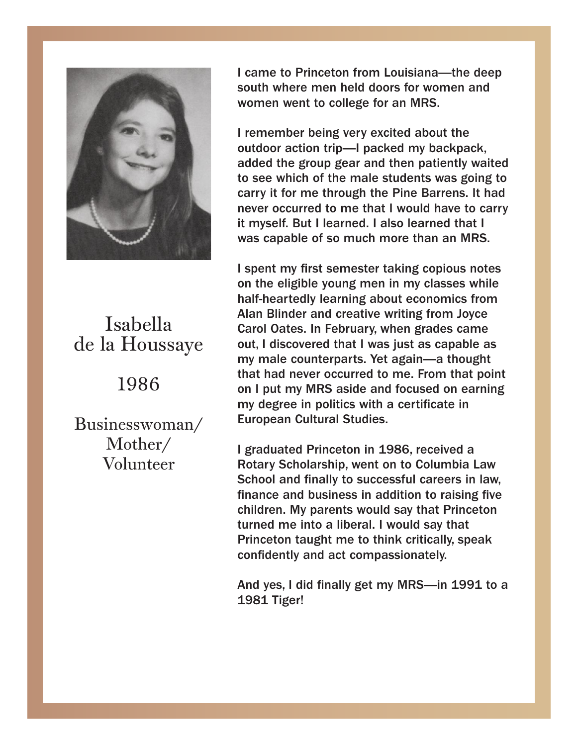# Isabella de la Houssaye

1986

Businesswoman/ Mother/ Volunteer

I came to Princeton from Louisiana—the deep south where men held doors for women and women went to college for an MRS.

I remember being very excited about the outdoor action trip—I packed my backpack, added the group gear and then patiently waited to see which of the male students was going to carry it for me through the Pine Barrens. It had never occurred to me that I would have to carry it myself. But I learned. I also learned that I was capable of so much more than an MRS.

I spent my first semester taking copious notes on the eligible young men in my classes while half-heartedly learning about economics from Alan Blinder and creative writing from Joyce Carol Oates. In February, when grades came out, I discovered that I was just as capable as my male counterparts. Yet again—a thought that had never occurred to me. From that point on I put my MRS aside and focused on earning my degree in politics with a certificate in European Cultural Studies.

I graduated Princeton in 1986, received a Rotary Scholarship, went on to Columbia Law School and finally to successful careers in law, finance and business in addition to raising five children. My parents would say that Princeton turned me into a liberal. I would say that Princeton taught me to think critically, speak confidently and act compassionately.

And yes, I did finally get my MRS—in 1991 to a 1981 Tiger!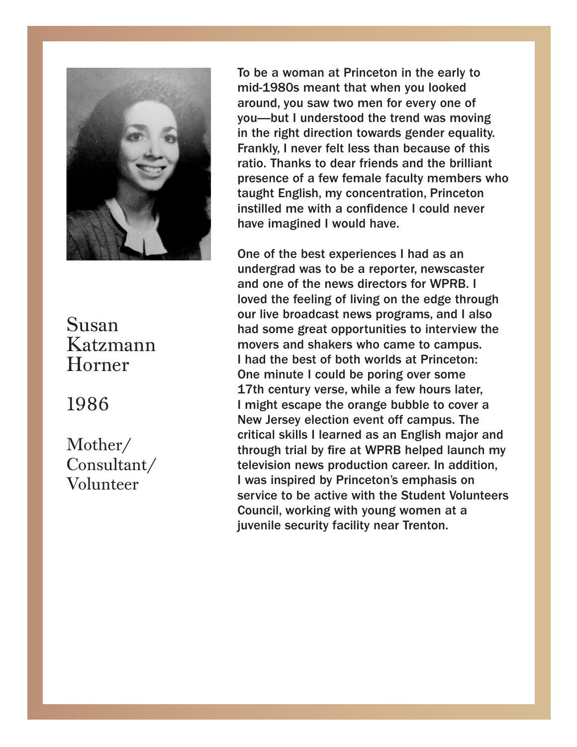Susan Katzmann Horner

1986

Mother/ Consultant/ Volunteer

To be a woman at Princeton in the early to mid-1980s meant that when you looked around, you saw two men for every one of you—but I understood the trend was moving in the right direction towards gender equality. Frankly, I never felt less than because of this ratio. Thanks to dear friends and the brilliant presence of a few female faculty members who taught English, my concentration, Princeton instilled me with a confidence I could never have imagined I would have.

One of the best experiences I had as an undergrad was to be a reporter, newscaster and one of the news directors for WPRB. I loved the feeling of living on the edge through our live broadcast news programs, and I also had some great opportunities to interview the movers and shakers who came to campus. I had the best of both worlds at Princeton: One minute I could be poring over some 17th century verse, while a few hours later, I might escape the orange bubble to cover a New Jersey election event off campus. The critical skills I learned as an English major and through trial by fire at WPRB helped launch my television news production career. In addition, I was inspired by Princeton's emphasis on service to be active with the Student Volunteers Council, working with young women at a juvenile security facility near Trenton.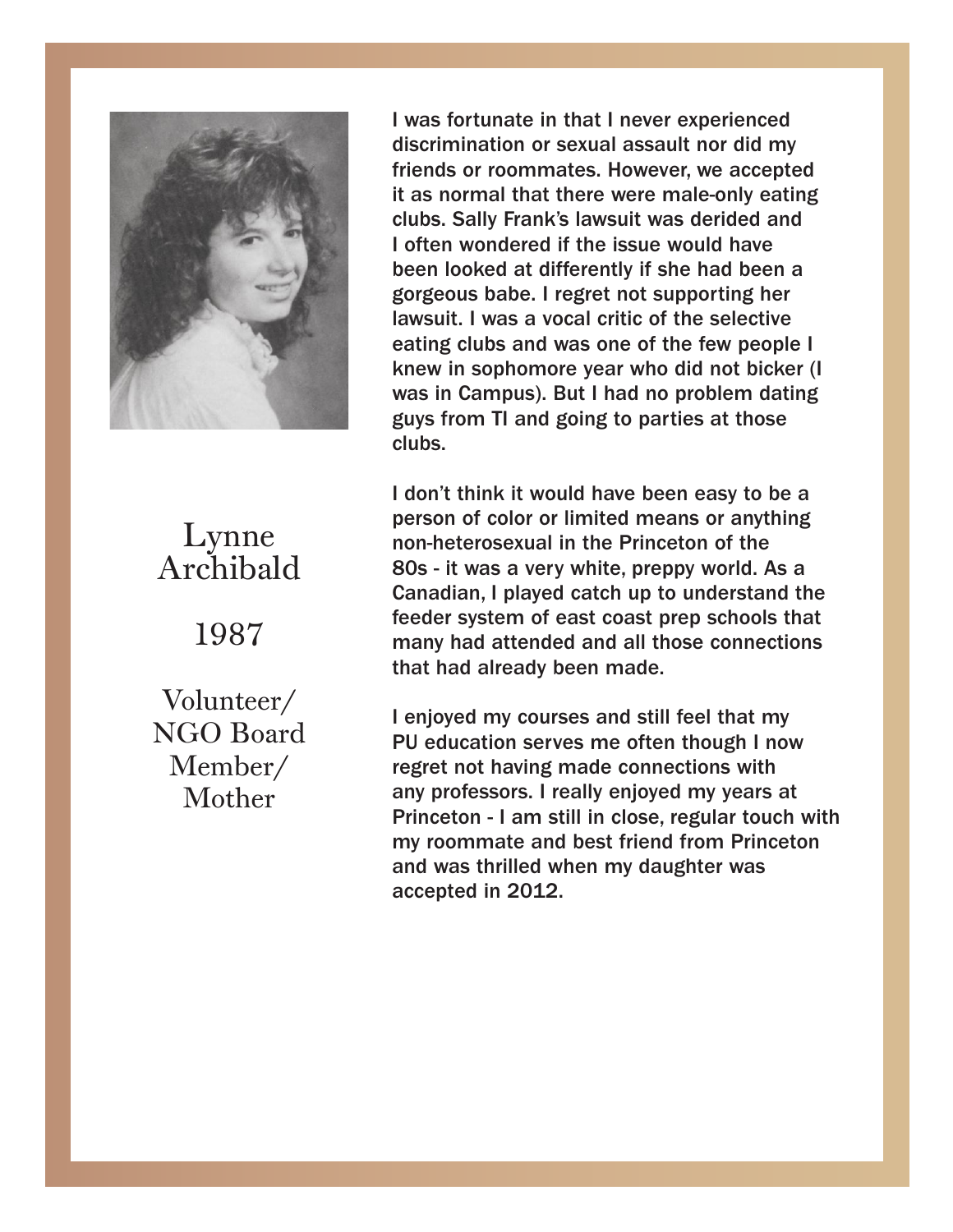Lynne Archibald

1987

Volunteer/ NGO Board Member/ Mother

I was fortunate in that I never experienced discrimination or sexual assault nor did my friends or roommates. However, we accepted it as normal that there were male-only eating clubs. Sally Frank's lawsuit was derided and I often wondered if the issue would have been looked at differently if she had been a gorgeous babe. I regret not supporting her lawsuit. I was a vocal critic of the selective eating clubs and was one of the few people I knew in sophomore year who did not bicker (I was in Campus). But I had no problem dating guys from TI and going to parties at those clubs.

I don't think it would have been easy to be a person of color or limited means or anything non-heterosexual in the Princeton of the 80s - it was a very white, preppy world. As a Canadian, I played catch up to understand the feeder system of east coast prep schools that many had attended and all those connections that had already been made.

I enjoyed my courses and still feel that my PU education serves me often though I now regret not having made connections with any professors. I really enjoyed my years at Princeton - I am still in close, regular touch with my roommate and best friend from Princeton and was thrilled when my daughter was accepted in 2012.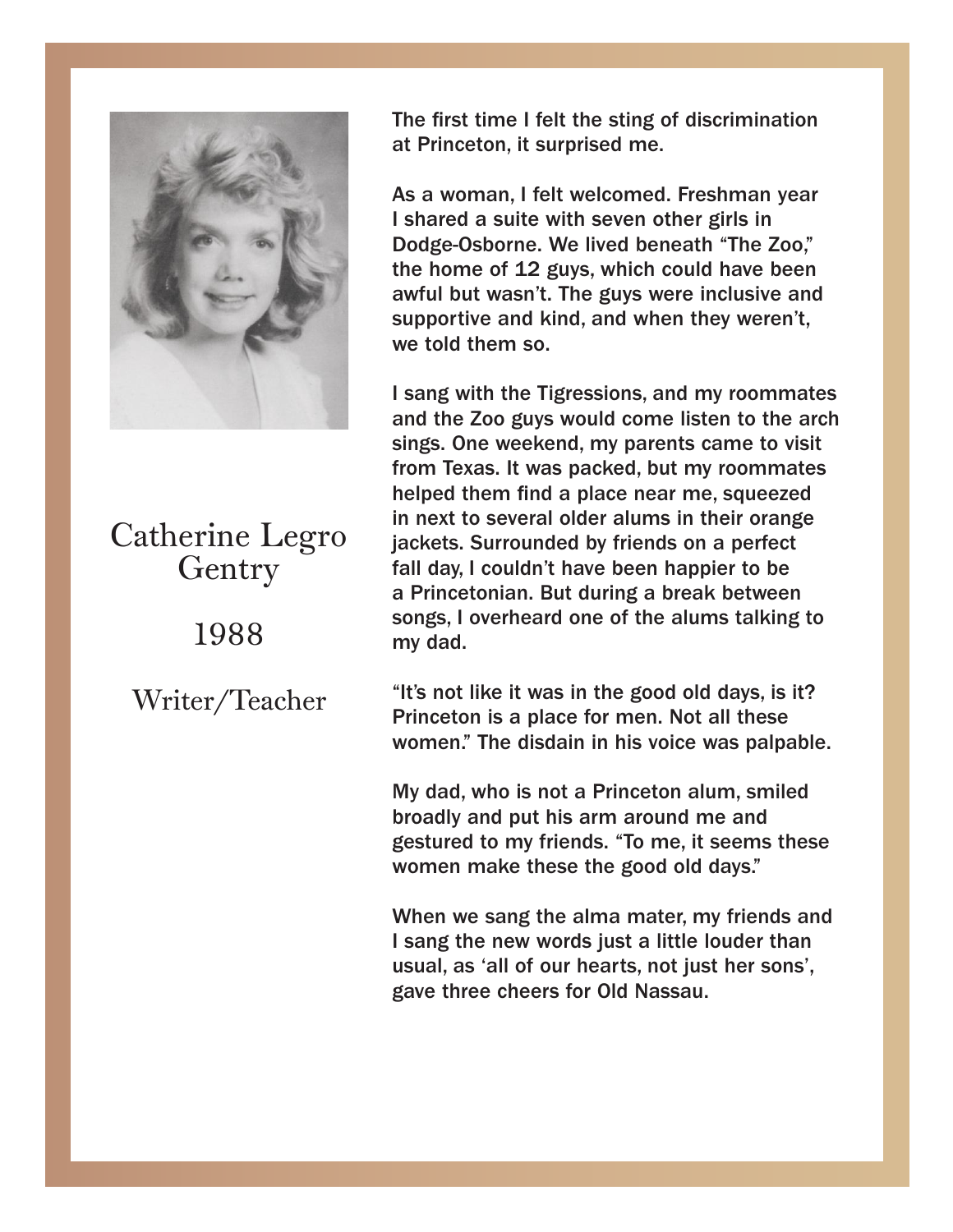# Catherine Legro Gentry

1988

Writer/Teacher

The first time I felt the sting of discrimination at Princeton, it surprised me.

As a woman, I felt welcomed. Freshman year I shared a suite with seven other girls in Dodge-Osborne. We lived beneath "The Zoo," the home of 12 guys, which could have been awful but wasn't. The guys were inclusive and supportive and kind, and when they weren't, we told them so.

I sang with the Tigressions, and my roommates and the Zoo guys would come listen to the arch sings. One weekend, my parents came to visit from Texas. It was packed, but my roommates helped them find a place near me, squeezed in next to several older alums in their orange jackets. Surrounded by friends on a perfect fall day, I couldn't have been happier to be a Princetonian. But during a break between songs, I overheard one of the alums talking to my dad.

"It's not like it was in the good old days, is it? Princeton is a place for men. Not all these women." The disdain in his voice was palpable.

My dad, who is not a Princeton alum, smiled broadly and put his arm around me and gestured to my friends. "To me, it seems these women make these the good old days."

When we sang the alma mater, my friends and I sang the new words just a little louder than usual, as 'all of our hearts, not just her sons', gave three cheers for Old Nassau.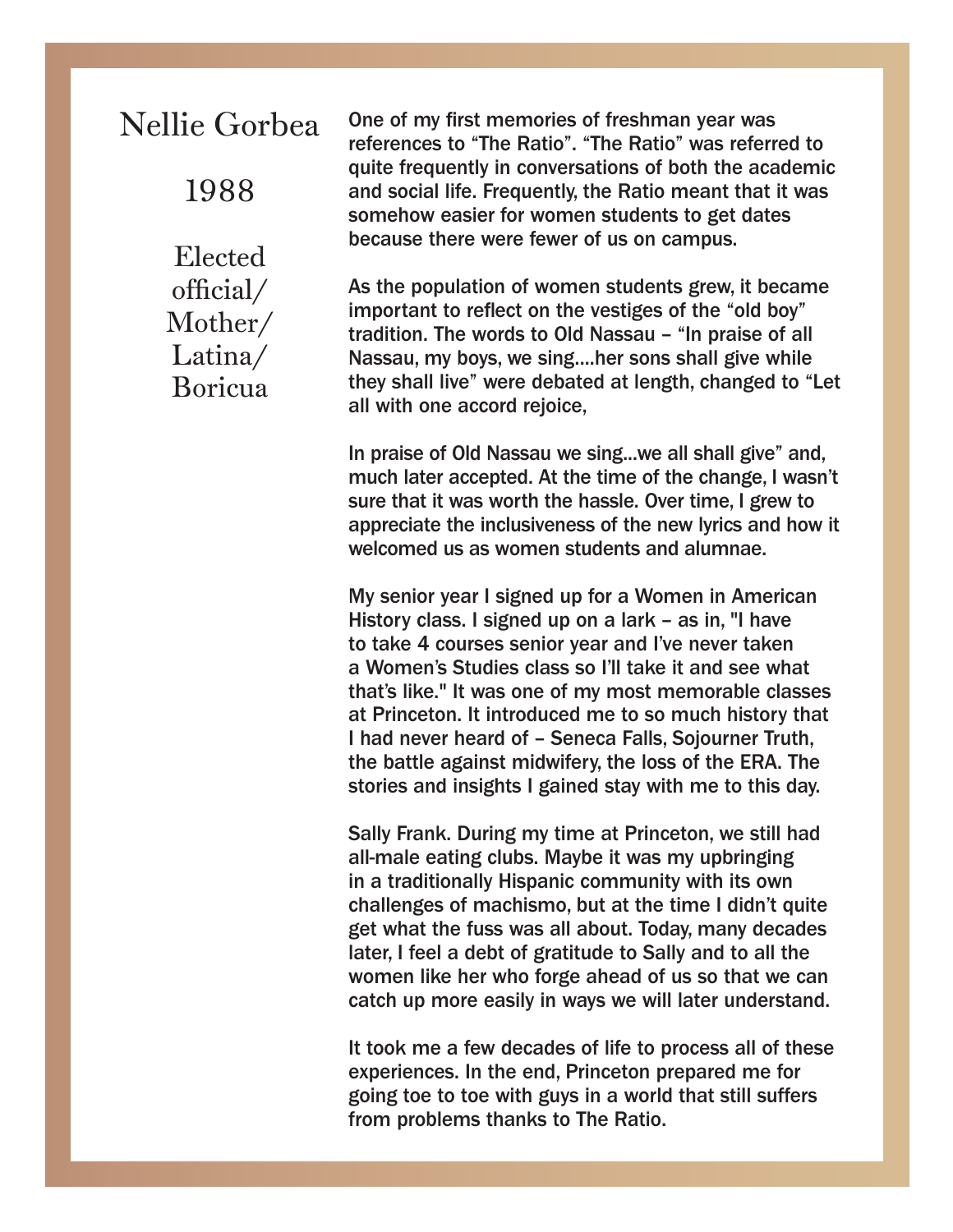# Nellie Gorbea

1988

Elected official/ Mother/ Latina/ Boricua

One of my first memories of freshman year was references to “The Ratio”. “The Ratio” was referred to quite frequently in conversations of both the academic and social life. Frequently, the Ratio meant that it was somehow easier for women students to get dates because there were fewer of us on campus.

As the population of women students grew, it became important to reflect on the vestiges of the “old boy” tradition. The words to Old Nassau – “In praise of all Nassau, my boys, we sing....her sons shall give while they shall live” were debated at length, changed to “Let all with one accord rejoice,

In praise of Old Nassau we sing...we all shall give” and, much later accepted. At the time of the change, I wasn’t sure that it was worth the hassle. Over time, I grew to appreciate the inclusiveness of the new lyrics and how it welcomed us as women students and alumnae.

My senior year I signed up for a Women in American History class. I signed up on a lark – as in, "I have to take 4 courses senior year and I’ve never taken a Women’s Studies class so I’ll take it and see what that’s like." It was one of my most memorable classes at Princeton. It introduced me to so much history that I had never heard of – Seneca Falls, Sojourner Truth, the battle against midwifery, the loss of the ERA. The stories and insights I gained stay with me to this day.

Sally Frank. During my time at Princeton, we still had all-male eating clubs. Maybe it was my upbringing in a traditionally Hispanic community with its own challenges of machismo, but at the time I didn’t quite get what the fuss was all about. Today, many decades later, I feel a debt of gratitude to Sally and to all the women like her who forge ahead of us so that we can catch up more easily in ways we will later understand.

It took me a few decades of life to process all of these experiences. In the end, Princeton prepared me for going toe to toe with guys in a world that still suffers from problems thanks to The Ratio.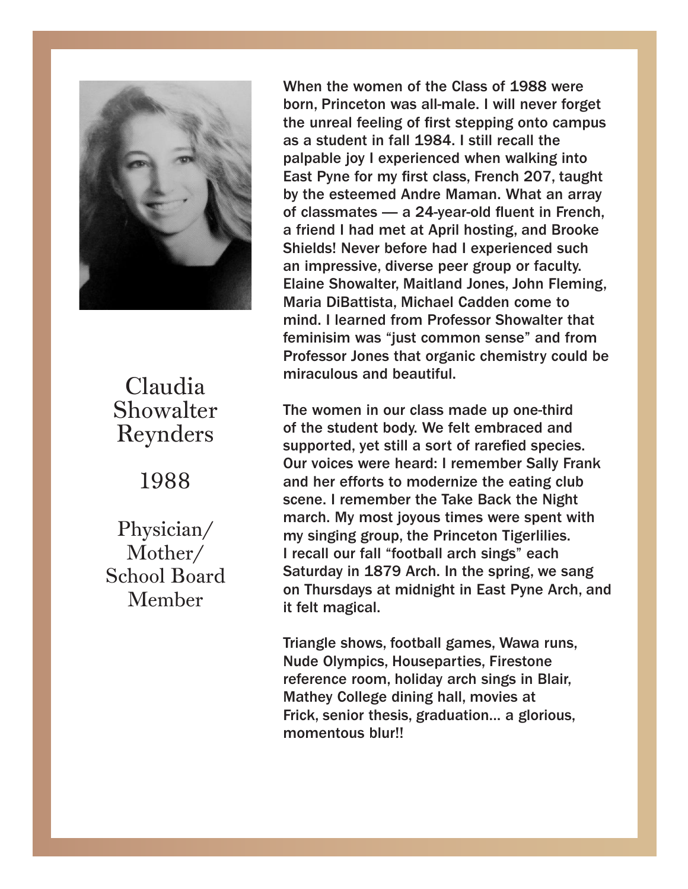## Claudia Showalter Reynders

1988

Physician/ Mother/ School Board Member

When the women of the Class of 1988 were born, Princeton was all-male. I will never forget the unreal feeling of first stepping onto campus as a student in fall 1984. I still recall the palpable joy I experienced when walking into East Pyne for my first class, French 207, taught by the esteemed Andre Maman. What an array of classmates — a 24-year-old fluent in French, a friend I had met at April hosting, and Brooke Shields! Never before had I experienced such an impressive, diverse peer group or faculty. Elaine Showalter, Maitland Jones, John Fleming, Maria DiBattista, Michael Cadden come to mind. I learned from Professor Showalter that feminisim was "just common sense" and from Professor Jones that organic chemistry could be miraculous and beautiful.

The women in our class made up one-third of the student body. We felt embraced and supported, yet still a sort of rarefied species. Our voices were heard: I remember Sally Frank and her efforts to modernize the eating club scene. I remember the Take Back the Night march. My most joyous times were spent with my singing group, the Princeton Tigerlilies. I recall our fall "football arch sings" each Saturday in 1879 Arch. In the spring, we sang on Thursdays at midnight in East Pyne Arch, and it felt magical.

Triangle shows, football games, Wawa runs, Nude Olympics, Houseparties, Firestone reference room, holiday arch sings in Blair, Mathey College dining hall, movies at Frick, senior thesis, graduation... a glorious, momentous blur!!